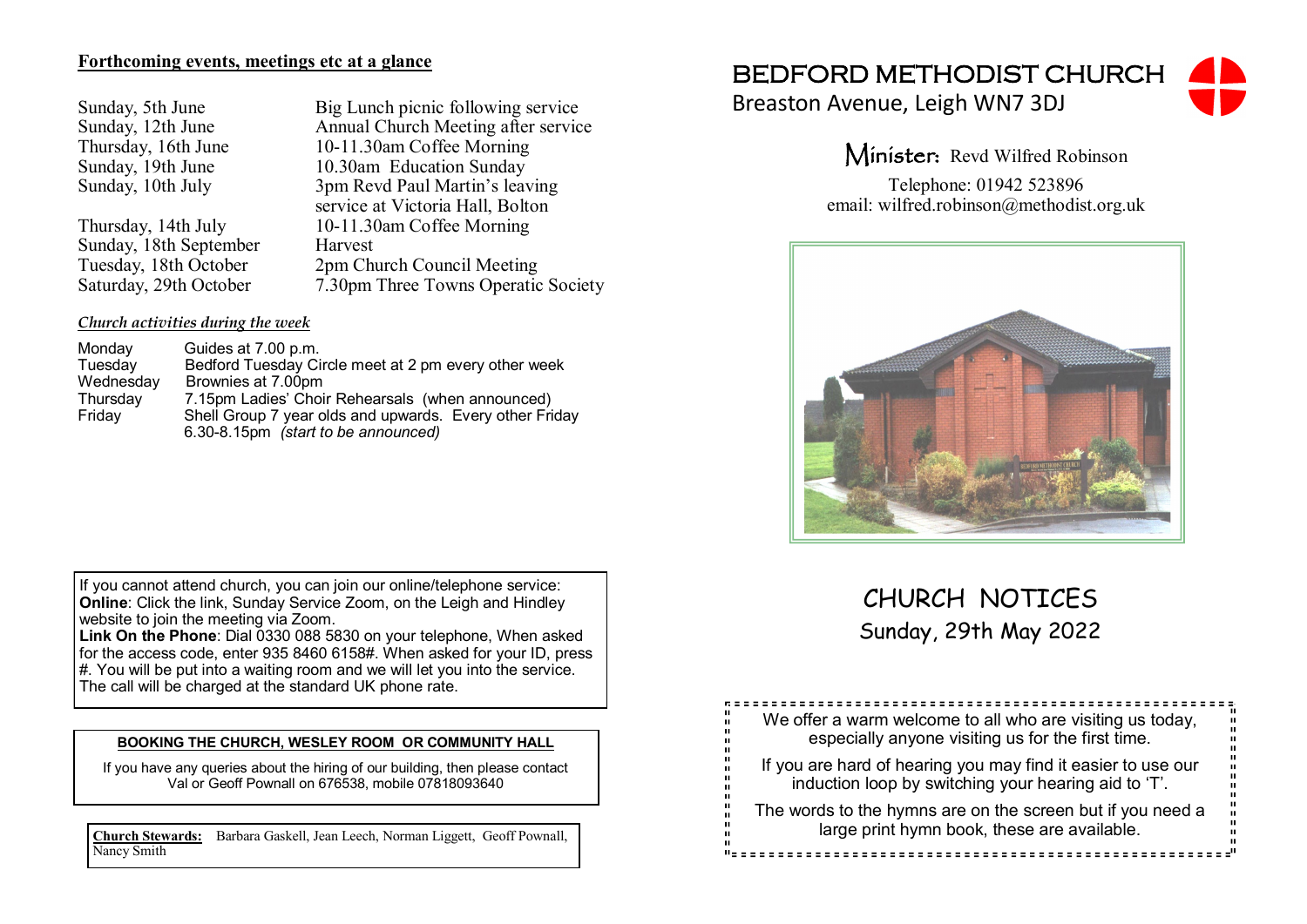# BEDFORD METHODIST CHURCH

Breaston Avenue, Leigh WN7 3DJ

**Minister:** Revd Wilfred Robinson

Telephone: 01942 523896

email: wilfred.robinson@methodist.org.uk

## CHURCH NOTICES

Sunday, 29th May 2022

We offer a warm welcome to all who are visiting us today, especially anyone visiting us for the first time.

If you are hard of hearing you may find it easier to use our induction loop by switching your hearing aid to 'T'.

The words to the hymns are on the screen but if you need a large print hymn book, these are available.

## Forthcoming events, meetings etc at a glance

| | |
|---|---|
| Sunday, 5th June | Big Lunch picnic following service |
| Sunday, 12th June | Annual Church Meeting after service |
| Thursday, 16th June | 10-11.30am Coffee Morning |
| Sunday, 19th June | 10.30am Education Sunday |
| Sunday, 10th July | 3pm Revd Paul Martin's leaving service at Victoria Hall, Bolton |
| Thursday, 14th July | 10-11.30am Coffee Morning |
| Sunday, 18th September | Harvest |
| Tuesday, 18th October | 2pm Church Council Meeting |
| Saturday, 29th October | 7.30pm Three Towns Operatic Society |

### *Church activities during the week*

| | |
|---|---|
| Monday | Guides at 7.00 p.m. |
| Tuesday | Bedford Tuesday Circle meet at 2 pm every other week |
| Wednesday | Brownies at 7.00pm |
| Thursday | 7.15pm Ladies' Choir Rehearsals (when announced) |
| Friday | Shell Group 7 year olds and upwards. Every other Friday 6.30-8.15pm *(start to be announced)* |

If you cannot attend church, you can join our online/telephone service:
**Online**: Click the link, Sunday Service Zoom, on the Leigh and Hindley website to join the meeting via Zoom.
**Link On the Phone**: Dial 0330 088 5830 on your telephone, When asked for the access code, enter 935 8460 6158#. When asked for your ID, press #. You will be put into a waiting room and we will let you into the service. The call will be charged at the standard UK phone rate.

**BOOKING THE CHURCH, WESLEY ROOM OR COMMUNITY HALL**

If you have any queries about the hiring of our building, then please contact Val or Geoff Pownall on 676538, mobile 07818093640

**Church Stewards:** Barbara Gaskell, Jean Leech, Norman Liggett, Geoff Pownall, Nancy Smith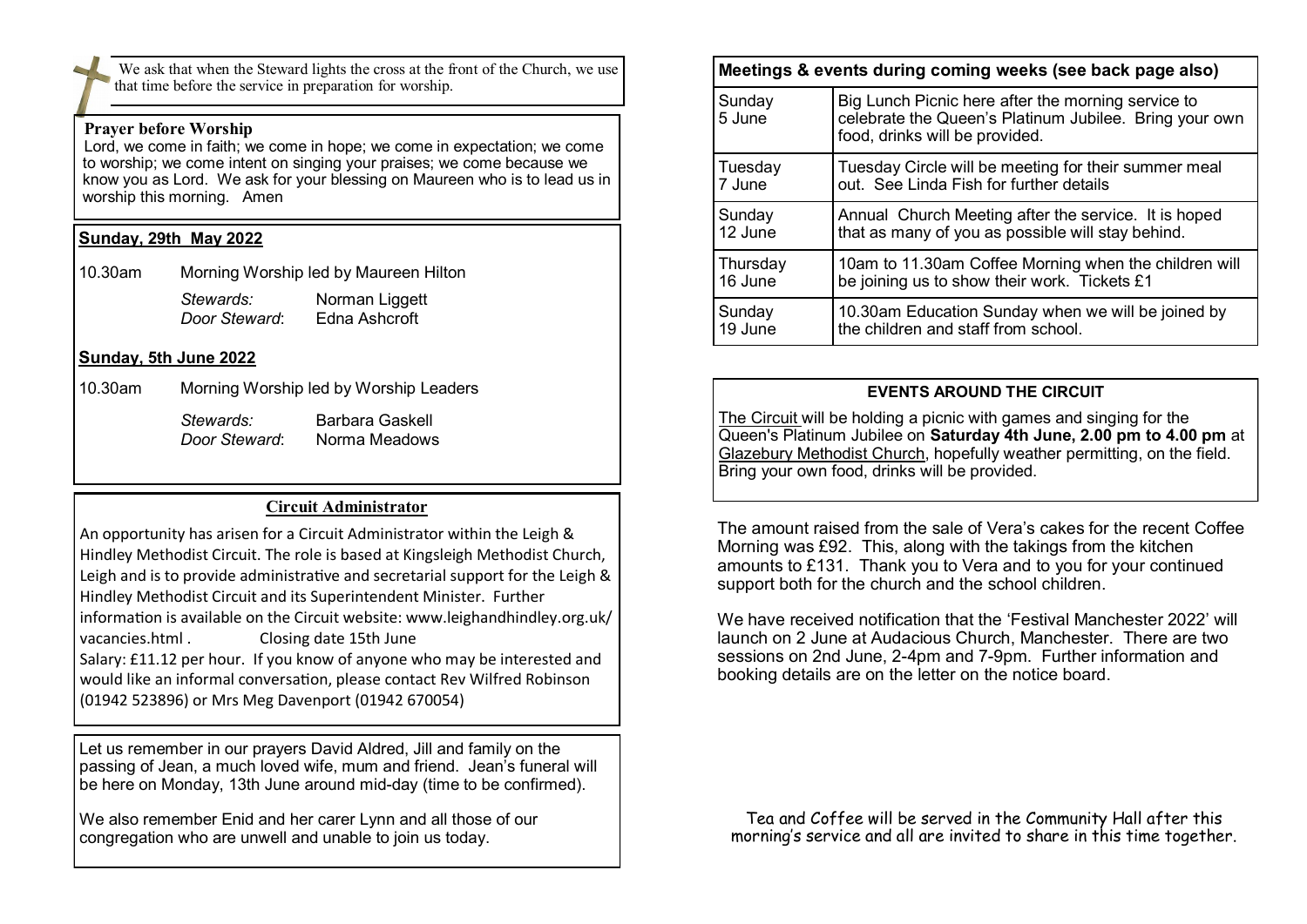We ask that when the Steward lights the cross at the front of the Church, we use that time before the service in preparation for worship.

**Prayer before Worship**
Lord, we come in faith; we come in hope; we come in expectation; we come to worship; we come intent on singing your praises; we come because we know you as Lord. We ask for your blessing on Maureen who is to lead us in worship this morning. Amen

**Sunday, 29th May 2022**

10.30am Morning Worship led by Maureen Hilton

*Stewards:* Norman Liggett
*Door Steward*: Edna Ashcroft

**Sunday, 5th June 2022**

10.30am Morning Worship led by Worship Leaders

*Stewards:* Barbara Gaskell
*Door Steward*: Norma Meadows

## Circuit Administrator

An opportunity has arisen for a Circuit Administrator within the Leigh & Hindley Methodist Circuit. The role is based at Kingsleigh Methodist Church, Leigh and is to provide administrative and secretarial support for the Leigh & Hindley Methodist Circuit and its Superintendent Minister. Further information is available on the Circuit website: www.leighandhindley.org.uk/vacancies.html . Closing date 15th June
Salary: £11.12 per hour. If you know of anyone who may be interested and would like an informal conversation, please contact Rev Wilfred Robinson (01942 523896) or Mrs Meg Davenport (01942 670054)

Let us remember in our prayers David Aldred, Jill and family on the passing of Jean, a much loved wife, mum and friend. Jean's funeral will be here on Monday, 13th June around mid-day (time to be confirmed).

We also remember Enid and her carer Lynn and all those of our congregation who are unwell and unable to join us today.

| **Meetings & events during coming weeks (see back page also)** | |
|---|---|
| Sunday 5 June | Big Lunch Picnic here after the morning service to celebrate the Queen's Platinum Jubilee. Bring your own food, drinks will be provided. |
| Tuesday 7 June | Tuesday Circle will be meeting for their summer meal out. See Linda Fish for further details |
| Sunday 12 June | Annual Church Meeting after the service. It is hoped that as many of you as possible will stay behind. |
| Thursday 16 June | 10am to 11.30am Coffee Morning when the children will be joining us to show their work. Tickets £1 |
| Sunday 19 June | 10.30am Education Sunday when we will be joined by the children and staff from school. |

## EVENTS AROUND THE CIRCUIT

The Circuit will be holding a picnic with games and singing for the Queen's Platinum Jubilee on **Saturday 4th June, 2.00 pm to 4.00 pm** at Glazebury Methodist Church, hopefully weather permitting, on the field. Bring your own food, drinks will be provided.

The amount raised from the sale of Vera's cakes for the recent Coffee Morning was £92. This, along with the takings from the kitchen amounts to £131. Thank you to Vera and to you for your continued support both for the church and the school children.

We have received notification that the 'Festival Manchester 2022' will launch on 2 June at Audacious Church, Manchester. There are two sessions on 2nd June, 2-4pm and 7-9pm. Further information and booking details are on the letter on the notice board.

Tea and Coffee will be served in the Community Hall after this morning's service and all are invited to share in this time together.